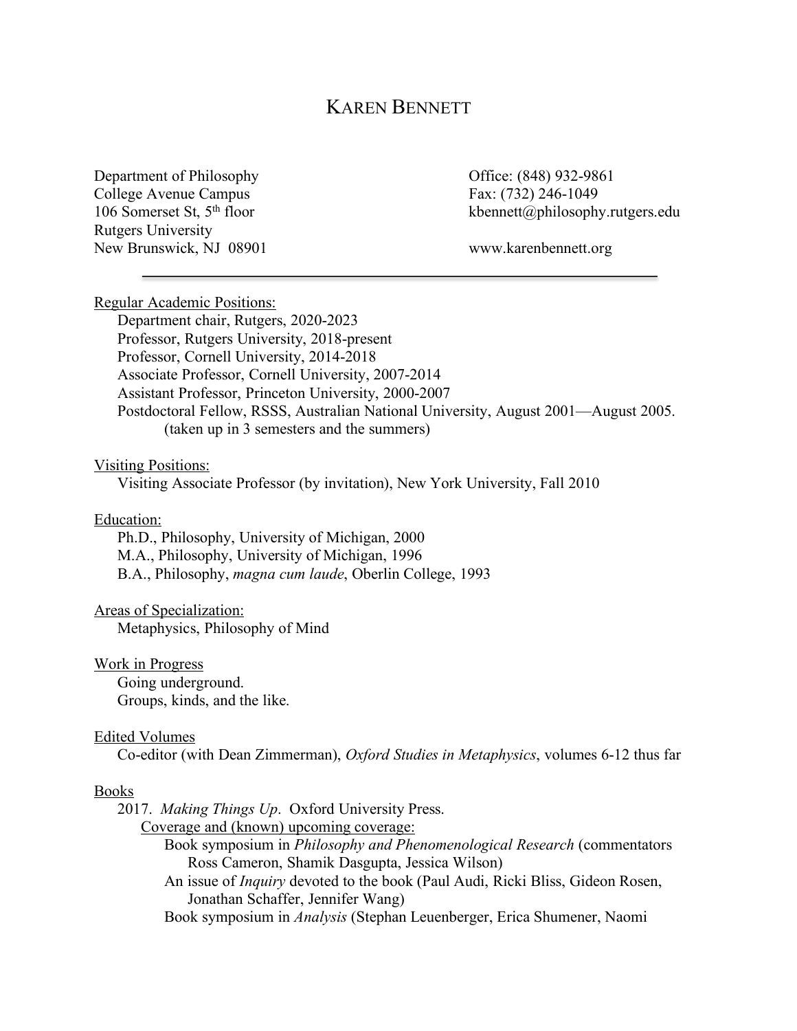# KAREN BENNETT

Department of Philosophy
College Avenue Campus
106 Somerset St, 5th floor
Rutgers University
New Brunswick, NJ 08901

Office: (848) 932-9861
Fax: (732) 246-1049
kbennett@philosophy.rutgers.edu

www.karenbennett.org

---

Regular Academic Positions:

- Department chair, Rutgers, 2020-2023
- Professor, Rutgers University, 2018-present
- Professor, Cornell University, 2014-2018
- Associate Professor, Cornell University, 2007-2014
- Assistant Professor, Princeton University, 2000-2007
- Postdoctoral Fellow, RSSS, Australian National University, August 2001—August 2005.
  (taken up in 3 semesters and the summers)

Visiting Positions:

- Visiting Associate Professor (by invitation), New York University, Fall 2010

Education:

- Ph.D., Philosophy, University of Michigan, 2000
- M.A., Philosophy, University of Michigan, 1996
- B.A., Philosophy, *magna cum laude*, Oberlin College, 1993

Areas of Specialization:

- Metaphysics, Philosophy of Mind

Work in Progress

- Going underground.
- Groups, kinds, and the like.

Edited Volumes

- Co-editor (with Dean Zimmerman), *Oxford Studies in Metaphysics*, volumes 6-12 thus far

Books

- 2017. *Making Things Up*. Oxford University Press.
  - Coverage and (known) upcoming coverage:
    - Book symposium in *Philosophy and Phenomenological Research* (commentators Ross Cameron, Shamik Dasgupta, Jessica Wilson)
    - An issue of *Inquiry* devoted to the book (Paul Audi, Ricki Bliss, Gideon Rosen, Jonathan Schaffer, Jennifer Wang)
    - Book symposium in *Analysis* (Stephan Leuenberger, Erica Shumener, Naomi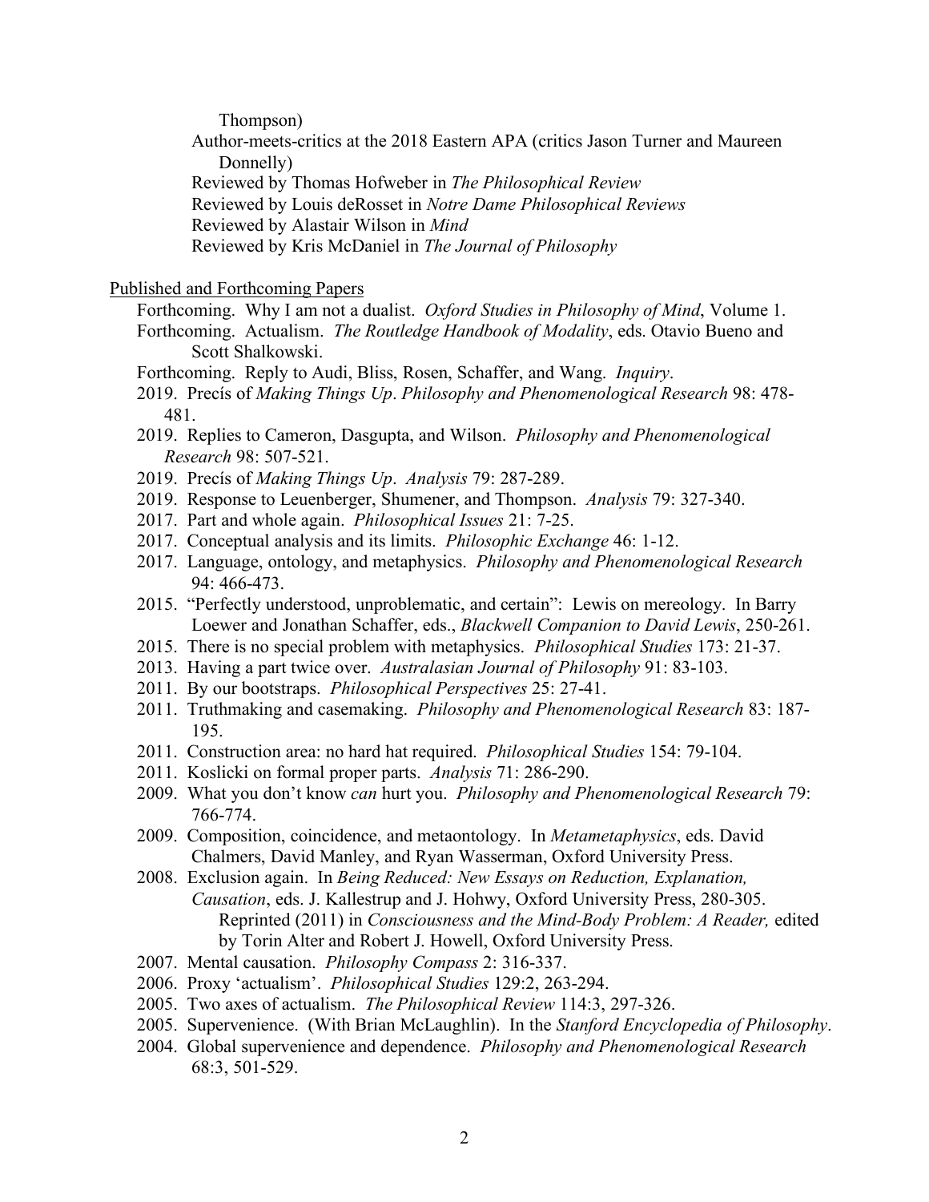Thompson)

Author-meets-critics at the 2018 Eastern APA (critics Jason Turner and Maureen Donnelly)

Reviewed by Thomas Hofweber in *The Philosophical Review*

Reviewed by Louis deRosset in *Notre Dame Philosophical Reviews*

Reviewed by Alastair Wilson in *Mind*

Reviewed by Kris McDaniel in *The Journal of Philosophy*

## Published and Forthcoming Papers

Forthcoming. Why I am not a dualist. *Oxford Studies in Philosophy of Mind*, Volume 1.

Forthcoming. Actualism. *The Routledge Handbook of Modality*, eds. Otavio Bueno and Scott Shalkowski.

Forthcoming. Reply to Audi, Bliss, Rosen, Schaffer, and Wang. *Inquiry*.

2019. Precís of *Making Things Up*. *Philosophy and Phenomenological Research* 98: 478-481.

2019. Replies to Cameron, Dasgupta, and Wilson. *Philosophy and Phenomenological Research* 98: 507-521.

2019. Precís of *Making Things Up*. *Analysis* 79: 287-289.

2019. Response to Leuenberger, Shumener, and Thompson. *Analysis* 79: 327-340.

2017. Part and whole again. *Philosophical Issues* 21: 7-25.

2017. Conceptual analysis and its limits. *Philosophic Exchange* 46: 1-12.

2017. Language, ontology, and metaphysics. *Philosophy and Phenomenological Research* 94: 466-473.

2015. "Perfectly understood, unproblematic, and certain": Lewis on mereology. In Barry Loewer and Jonathan Schaffer, eds., *Blackwell Companion to David Lewis*, 250-261.

2015. There is no special problem with metaphysics. *Philosophical Studies* 173: 21-37.

2013. Having a part twice over. *Australasian Journal of Philosophy* 91: 83-103.

2011. By our bootstraps. *Philosophical Perspectives* 25: 27-41.

2011. Truthmaking and casemaking. *Philosophy and Phenomenological Research* 83: 187-195.

2011. Construction area: no hard hat required. *Philosophical Studies* 154: 79-104.

2011. Koslicki on formal proper parts. *Analysis* 71: 286-290.

2009. What you don't know *can* hurt you. *Philosophy and Phenomenological Research* 79: 766-774.

2009. Composition, coincidence, and metaontology. In *Metametaphysics*, eds. David Chalmers, David Manley, and Ryan Wasserman, Oxford University Press.

2008. Exclusion again. In *Being Reduced: New Essays on Reduction, Explanation, Causation*, eds. J. Kallestrup and J. Hohwy, Oxford University Press, 280-305. Reprinted (2011) in *Consciousness and the Mind-Body Problem: A Reader,* edited by Torin Alter and Robert J. Howell, Oxford University Press.

2007. Mental causation. *Philosophy Compass* 2: 316-337.

2006. Proxy 'actualism'. *Philosophical Studies* 129:2, 263-294.

2005. Two axes of actualism. *The Philosophical Review* 114:3, 297-326.

2005. Supervenience. (With Brian McLaughlin). In the *Stanford Encyclopedia of Philosophy*.

2004. Global supervenience and dependence. *Philosophy and Phenomenological Research* 68:3, 501-529.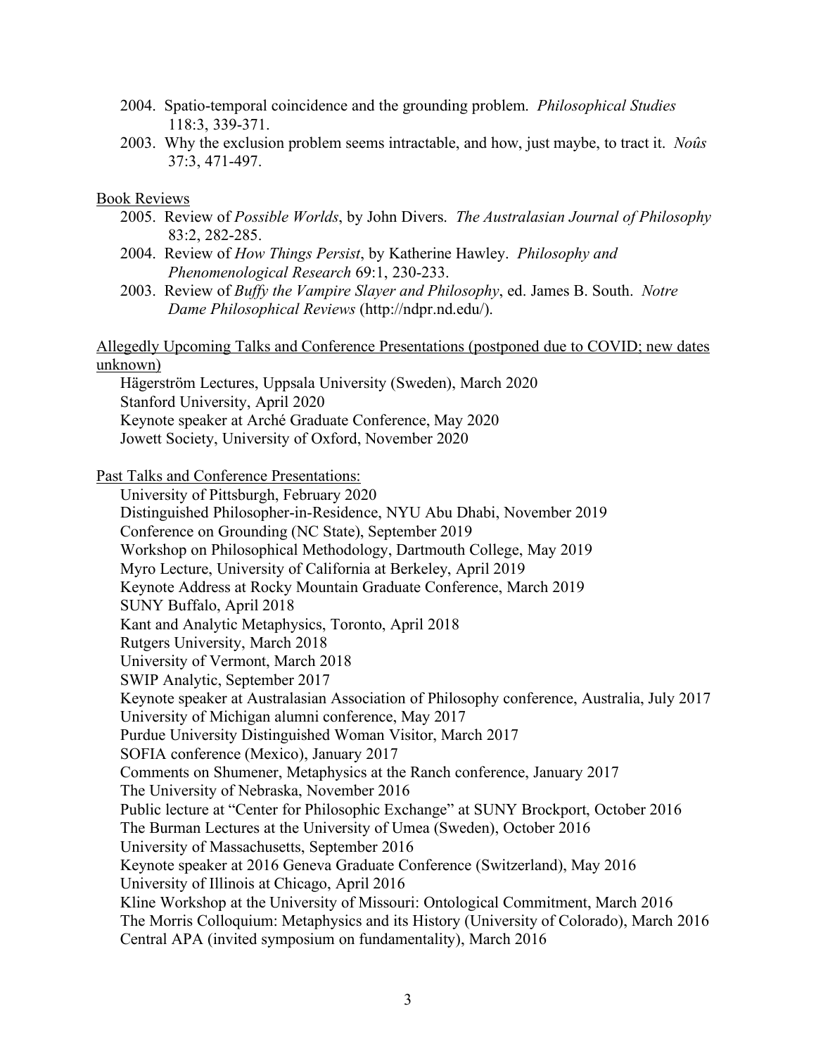- 2004. Spatio-temporal coincidence and the grounding problem. *Philosophical Studies* 118:3, 339-371.
- 2003. Why the exclusion problem seems intractable, and how, just maybe, to tract it. *Noûs* 37:3, 471-497.

Book Reviews

- 2005. Review of *Possible Worlds*, by John Divers. *The Australasian Journal of Philosophy* 83:2, 282-285.
- 2004. Review of *How Things Persist*, by Katherine Hawley. *Philosophy and Phenomenological Research* 69:1, 230-233.
- 2003. Review of *Buffy the Vampire Slayer and Philosophy*, ed. James B. South. *Notre Dame Philosophical Reviews* (http://ndpr.nd.edu/).

Allegedly Upcoming Talks and Conference Presentations (postponed due to COVID; new dates unknown)

Hägerström Lectures, Uppsala University (Sweden), March 2020
Stanford University, April 2020
Keynote speaker at Arché Graduate Conference, May 2020
Jowett Society, University of Oxford, November 2020

Past Talks and Conference Presentations:

University of Pittsburgh, February 2020
Distinguished Philosopher-in-Residence, NYU Abu Dhabi, November 2019
Conference on Grounding (NC State), September 2019
Workshop on Philosophical Methodology, Dartmouth College, May 2019
Myro Lecture, University of California at Berkeley, April 2019
Keynote Address at Rocky Mountain Graduate Conference, March 2019
SUNY Buffalo, April 2018
Kant and Analytic Metaphysics, Toronto, April 2018
Rutgers University, March 2018
University of Vermont, March 2018
SWIP Analytic, September 2017
Keynote speaker at Australasian Association of Philosophy conference, Australia, July 2017
University of Michigan alumni conference, May 2017
Purdue University Distinguished Woman Visitor, March 2017
SOFIA conference (Mexico), January 2017
Comments on Shumener, Metaphysics at the Ranch conference, January 2017
The University of Nebraska, November 2016
Public lecture at "Center for Philosophic Exchange" at SUNY Brockport, October 2016
The Burman Lectures at the University of Umea (Sweden), October 2016
University of Massachusetts, September 2016
Keynote speaker at 2016 Geneva Graduate Conference (Switzerland), May 2016
University of Illinois at Chicago, April 2016
Kline Workshop at the University of Missouri: Ontological Commitment, March 2016
The Morris Colloquium: Metaphysics and its History (University of Colorado), March 2016
Central APA (invited symposium on fundamentality), March 2016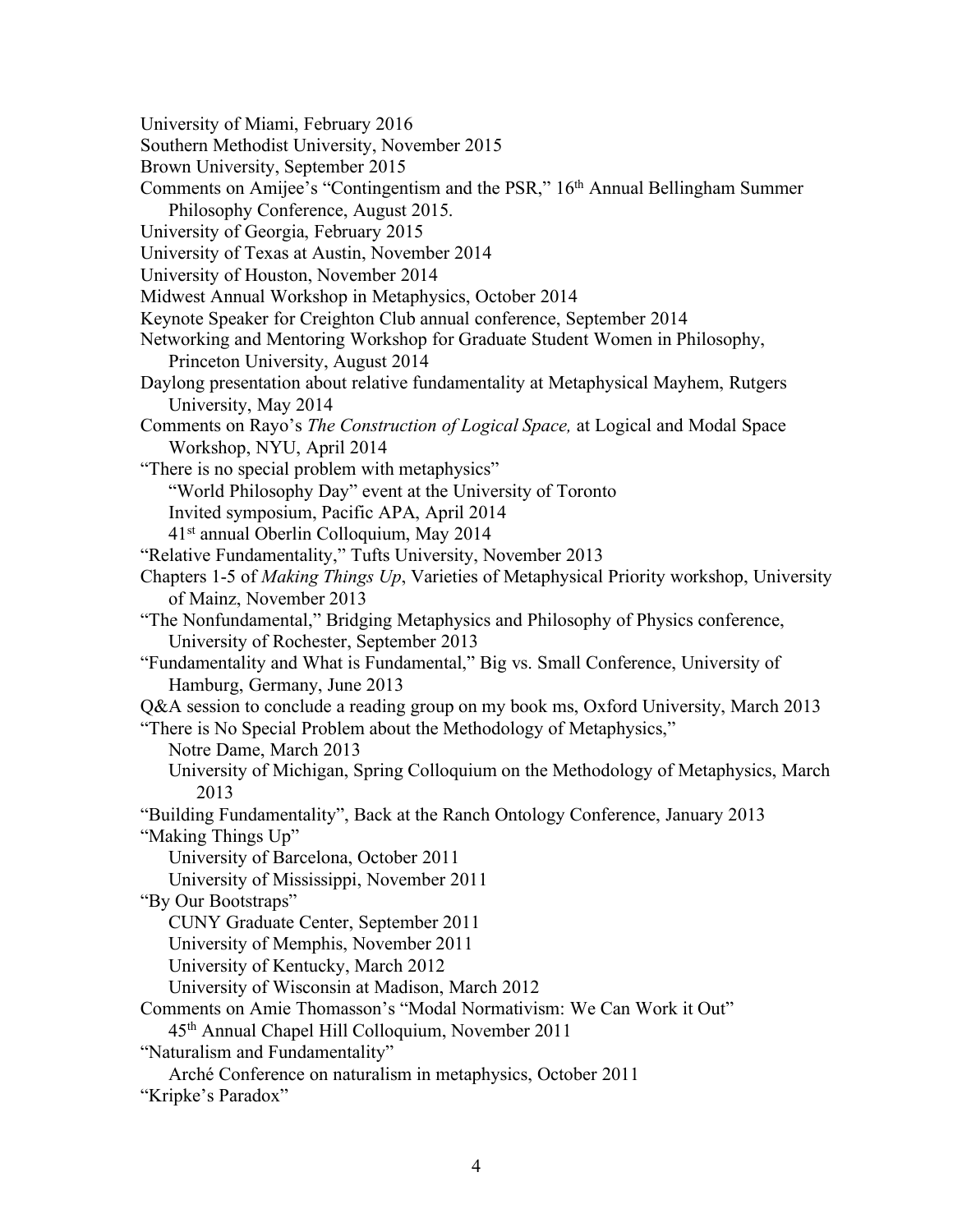University of Miami, February 2016
Southern Methodist University, November 2015
Brown University, September 2015
Comments on Amijee's "Contingentism and the PSR," 16th Annual Bellingham Summer Philosophy Conference, August 2015.
University of Georgia, February 2015
University of Texas at Austin, November 2014
University of Houston, November 2014
Midwest Annual Workshop in Metaphysics, October 2014
Keynote Speaker for Creighton Club annual conference, September 2014
Networking and Mentoring Workshop for Graduate Student Women in Philosophy, Princeton University, August 2014
Daylong presentation about relative fundamentality at Metaphysical Mayhem, Rutgers University, May 2014
Comments on Rayo's *The Construction of Logical Space,* at Logical and Modal Space Workshop, NYU, April 2014
"There is no special problem with metaphysics"
  "World Philosophy Day" event at the University of Toronto
  Invited symposium, Pacific APA, April 2014
  41st annual Oberlin Colloquium, May 2014
"Relative Fundamentality," Tufts University, November 2013
Chapters 1-5 of *Making Things Up*, Varieties of Metaphysical Priority workshop, University of Mainz, November 2013
"The Nonfundamental," Bridging Metaphysics and Philosophy of Physics conference, University of Rochester, September 2013
"Fundamentality and What is Fundamental," Big vs. Small Conference, University of Hamburg, Germany, June 2013
Q&A session to conclude a reading group on my book ms, Oxford University, March 2013
"There is No Special Problem about the Methodology of Metaphysics,"
  Notre Dame, March 2013
  University of Michigan, Spring Colloquium on the Methodology of Metaphysics, March 2013
"Building Fundamentality", Back at the Ranch Ontology Conference, January 2013
"Making Things Up"
  University of Barcelona, October 2011
  University of Mississippi, November 2011
"By Our Bootstraps"
  CUNY Graduate Center, September 2011
  University of Memphis, November 2011
  University of Kentucky, March 2012
  University of Wisconsin at Madison, March 2012
Comments on Amie Thomasson's "Modal Normativism: We Can Work it Out"
  45th Annual Chapel Hill Colloquium, November 2011
"Naturalism and Fundamentality"
  Arché Conference on naturalism in metaphysics, October 2011
"Kripke's Paradox"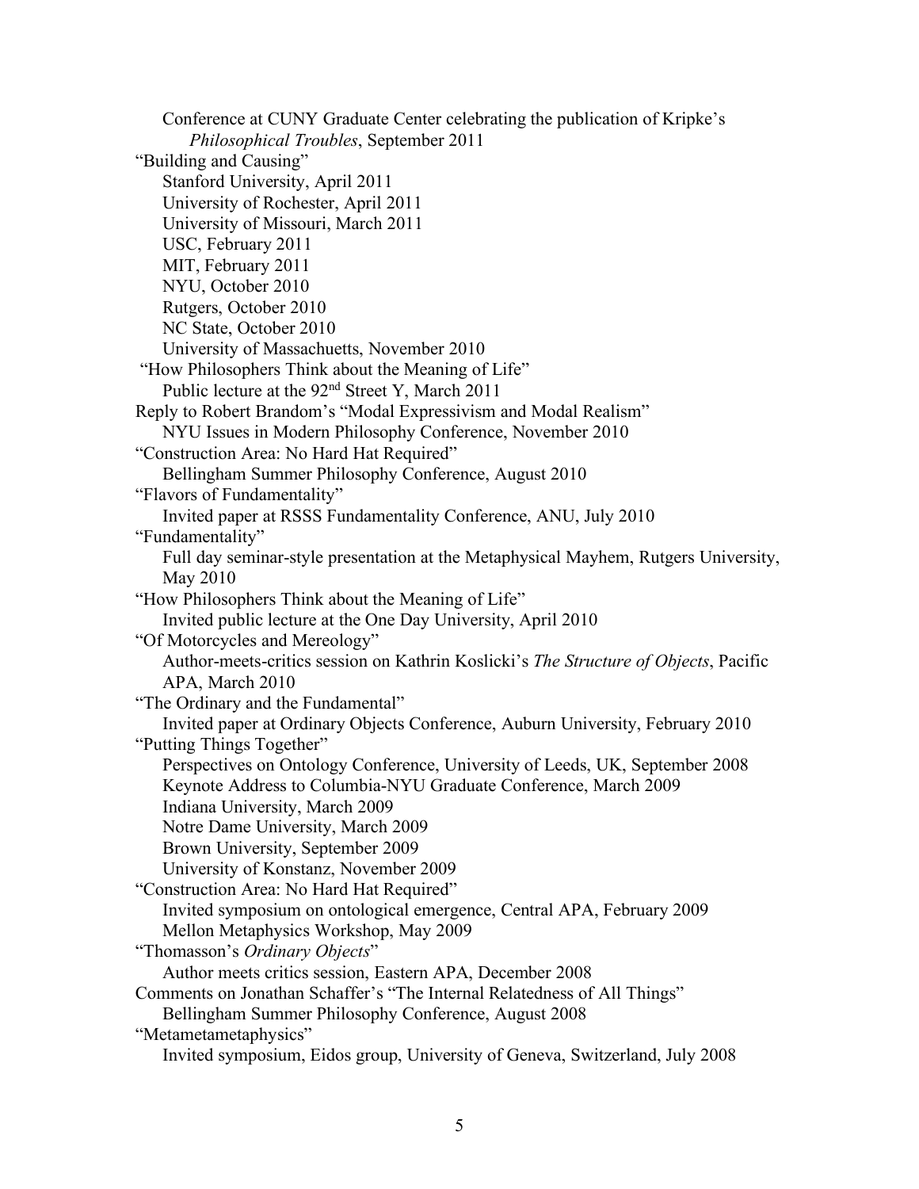Conference at CUNY Graduate Center celebrating the publication of Kripke's *Philosophical Troubles*, September 2011

"Building and Causing"
- Stanford University, April 2011
- University of Rochester, April 2011
- University of Missouri, March 2011
- USC, February 2011
- MIT, February 2011
- NYU, October 2010
- Rutgers, October 2010
- NC State, October 2010
- University of Massachuetts, November 2010

"How Philosophers Think about the Meaning of Life"
- Public lecture at the 92nd Street Y, March 2011

Reply to Robert Brandom's "Modal Expressivism and Modal Realism"
- NYU Issues in Modern Philosophy Conference, November 2010

"Construction Area: No Hard Hat Required"
- Bellingham Summer Philosophy Conference, August 2010

"Flavors of Fundamentality"
- Invited paper at RSSS Fundamentality Conference, ANU, July 2010

"Fundamentality"
- Full day seminar-style presentation at the Metaphysical Mayhem, Rutgers University, May 2010

"How Philosophers Think about the Meaning of Life"
- Invited public lecture at the One Day University, April 2010

"Of Motorcycles and Mereology"
- Author-meets-critics session on Kathrin Koslicki's *The Structure of Objects*, Pacific APA, March 2010

"The Ordinary and the Fundamental"
- Invited paper at Ordinary Objects Conference, Auburn University, February 2010

"Putting Things Together"
- Perspectives on Ontology Conference, University of Leeds, UK, September 2008
- Keynote Address to Columbia-NYU Graduate Conference, March 2009
- Indiana University, March 2009
- Notre Dame University, March 2009
- Brown University, September 2009
- University of Konstanz, November 2009

"Construction Area: No Hard Hat Required"
- Invited symposium on ontological emergence, Central APA, February 2009
- Mellon Metaphysics Workshop, May 2009

"Thomasson's *Ordinary Objects*"
- Author meets critics session, Eastern APA, December 2008

Comments on Jonathan Schaffer's "The Internal Relatedness of All Things"
- Bellingham Summer Philosophy Conference, August 2008

"Metametametaphysics"
- Invited symposium, Eidos group, University of Geneva, Switzerland, July 2008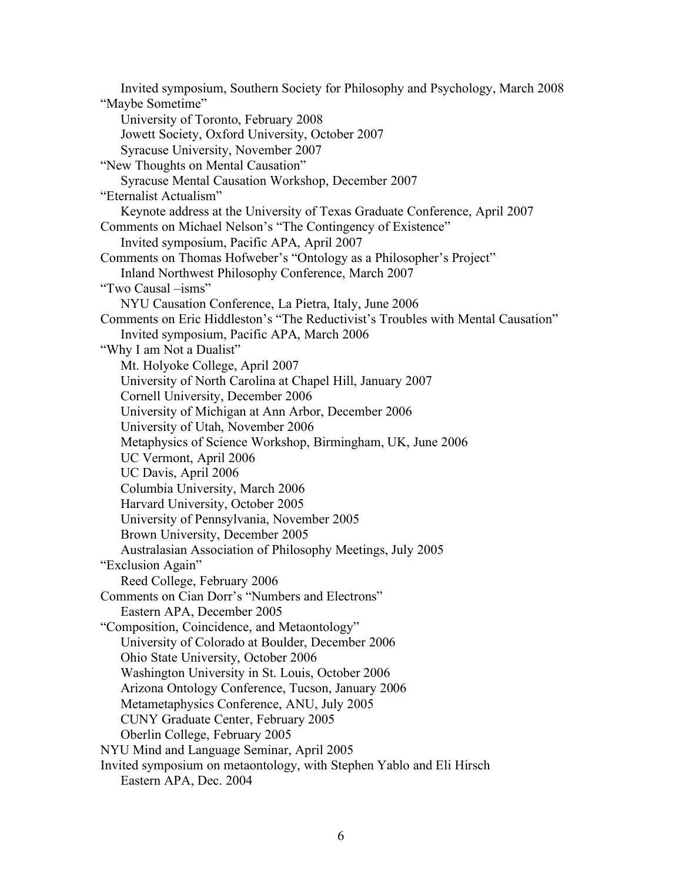Invited symposium, Southern Society for Philosophy and Psychology, March 2008

"Maybe Sometime"
University of Toronto, February 2008
Jowett Society, Oxford University, October 2007
Syracuse University, November 2007

"New Thoughts on Mental Causation"
Syracuse Mental Causation Workshop, December 2007

"Eternalist Actualism"
Keynote address at the University of Texas Graduate Conference, April 2007

Comments on Michael Nelson's "The Contingency of Existence"
Invited symposium, Pacific APA, April 2007

Comments on Thomas Hofweber's "Ontology as a Philosopher's Project"
Inland Northwest Philosophy Conference, March 2007

"Two Causal –isms"
NYU Causation Conference, La Pietra, Italy, June 2006

Comments on Eric Hiddleston's "The Reductivist's Troubles with Mental Causation"
Invited symposium, Pacific APA, March 2006

"Why I am Not a Dualist"
Mt. Holyoke College, April 2007
University of North Carolina at Chapel Hill, January 2007
Cornell University, December 2006
University of Michigan at Ann Arbor, December 2006
University of Utah, November 2006
Metaphysics of Science Workshop, Birmingham, UK, June 2006
UC Vermont, April 2006
UC Davis, April 2006
Columbia University, March 2006
Harvard University, October 2005
University of Pennsylvania, November 2005
Brown University, December 2005
Australasian Association of Philosophy Meetings, July 2005

"Exclusion Again"
Reed College, February 2006

Comments on Cian Dorr's "Numbers and Electrons"
Eastern APA, December 2005

"Composition, Coincidence, and Metaontology"
University of Colorado at Boulder, December 2006
Ohio State University, October 2006
Washington University in St. Louis, October 2006
Arizona Ontology Conference, Tucson, January 2006
Metametaphysics Conference, ANU, July 2005
CUNY Graduate Center, February 2005
Oberlin College, February 2005

NYU Mind and Language Seminar, April 2005

Invited symposium on metaontology, with Stephen Yablo and Eli Hirsch
Eastern APA, Dec. 2004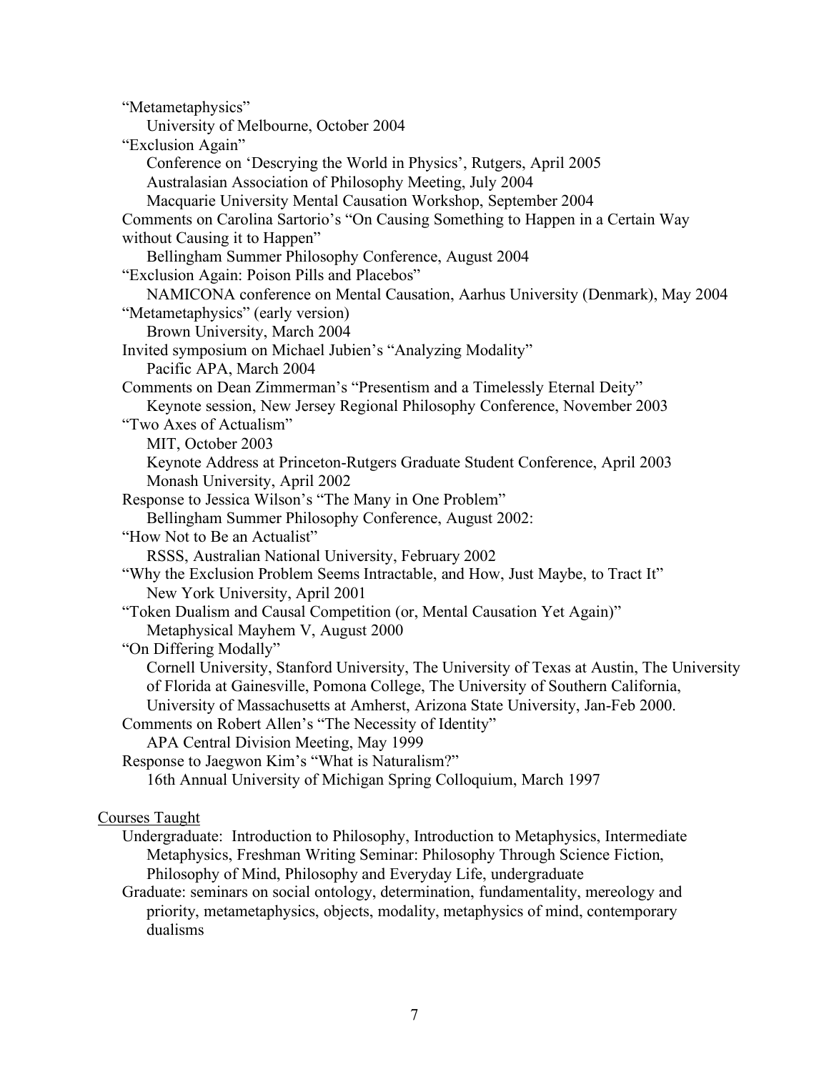"Metametaphysics"
    University of Melbourne, October 2004

"Exclusion Again"
    Conference on 'Descrying the World in Physics', Rutgers, April 2005
    Australasian Association of Philosophy Meeting, July 2004
    Macquarie University Mental Causation Workshop, September 2004

Comments on Carolina Sartorio's "On Causing Something to Happen in a Certain Way without Causing it to Happen"
    Bellingham Summer Philosophy Conference, August 2004

"Exclusion Again: Poison Pills and Placebos"
    NAMICONA conference on Mental Causation, Aarhus University (Denmark), May 2004

"Metametaphysics" (early version)
    Brown University, March 2004

Invited symposium on Michael Jubien's "Analyzing Modality"
    Pacific APA, March 2004

Comments on Dean Zimmerman's "Presentism and a Timelessly Eternal Deity"
    Keynote session, New Jersey Regional Philosophy Conference, November 2003

"Two Axes of Actualism"
    MIT, October 2003
    Keynote Address at Princeton-Rutgers Graduate Student Conference, April 2003
    Monash University, April 2002

Response to Jessica Wilson's "The Many in One Problem"
    Bellingham Summer Philosophy Conference, August 2002:

"How Not to Be an Actualist"
    RSSS, Australian National University, February 2002

"Why the Exclusion Problem Seems Intractable, and How, Just Maybe, to Tract It"
    New York University, April 2001

"Token Dualism and Causal Competition (or, Mental Causation Yet Again)"
    Metaphysical Mayhem V, August 2000

"On Differing Modally"
    Cornell University, Stanford University, The University of Texas at Austin, The University of Florida at Gainesville, Pomona College, The University of Southern California, University of Massachusetts at Amherst, Arizona State University, Jan-Feb 2000.

Comments on Robert Allen's "The Necessity of Identity"
    APA Central Division Meeting, May 1999

Response to Jaegwon Kim's "What is Naturalism?"
    16th Annual University of Michigan Spring Colloquium, March 1997

<u>Courses Taught</u>

Undergraduate: Introduction to Philosophy, Introduction to Metaphysics, Intermediate Metaphysics, Freshman Writing Seminar: Philosophy Through Science Fiction, Philosophy of Mind, Philosophy and Everyday Life, undergraduate

Graduate: seminars on social ontology, determination, fundamentality, mereology and priority, metametaphysics, objects, modality, metaphysics of mind, contemporary dualisms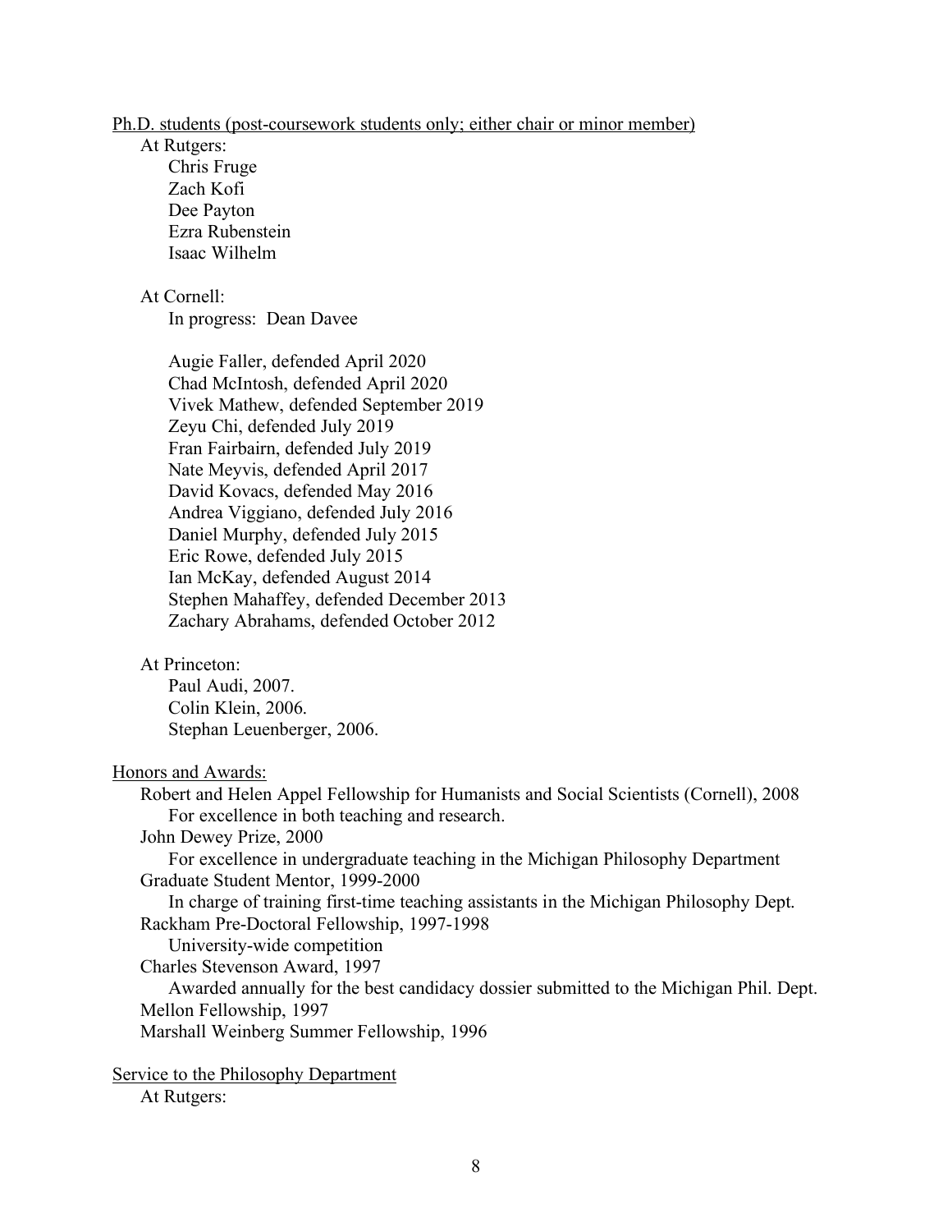Ph.D. students (post-coursework students only; either chair or minor member)

At Rutgers:

- Chris Fruge
- Zach Kofi
- Dee Payton
- Ezra Rubenstein
- Isaac Wilhelm

At Cornell:

In progress: Dean Davee

- Augie Faller, defended April 2020
- Chad McIntosh, defended April 2020
- Vivek Mathew, defended September 2019
- Zeyu Chi, defended July 2019
- Fran Fairbairn, defended July 2019
- Nate Meyvis, defended April 2017
- David Kovacs, defended May 2016
- Andrea Viggiano, defended July 2016
- Daniel Murphy, defended July 2015
- Eric Rowe, defended July 2015
- Ian McKay, defended August 2014
- Stephen Mahaffey, defended December 2013
- Zachary Abrahams, defended October 2012

At Princeton:

- Paul Audi, 2007.
- Colin Klein, 2006.
- Stephan Leuenberger, 2006.

Honors and Awards:

Robert and Helen Appel Fellowship for Humanists and Social Scientists (Cornell), 2008
    For excellence in both teaching and research.

John Dewey Prize, 2000
    For excellence in undergraduate teaching in the Michigan Philosophy Department

Graduate Student Mentor, 1999-2000
    In charge of training first-time teaching assistants in the Michigan Philosophy Dept.

Rackham Pre-Doctoral Fellowship, 1997-1998
    University-wide competition

Charles Stevenson Award, 1997
    Awarded annually for the best candidacy dossier submitted to the Michigan Phil. Dept.

Mellon Fellowship, 1997

Marshall Weinberg Summer Fellowship, 1996

Service to the Philosophy Department

At Rutgers: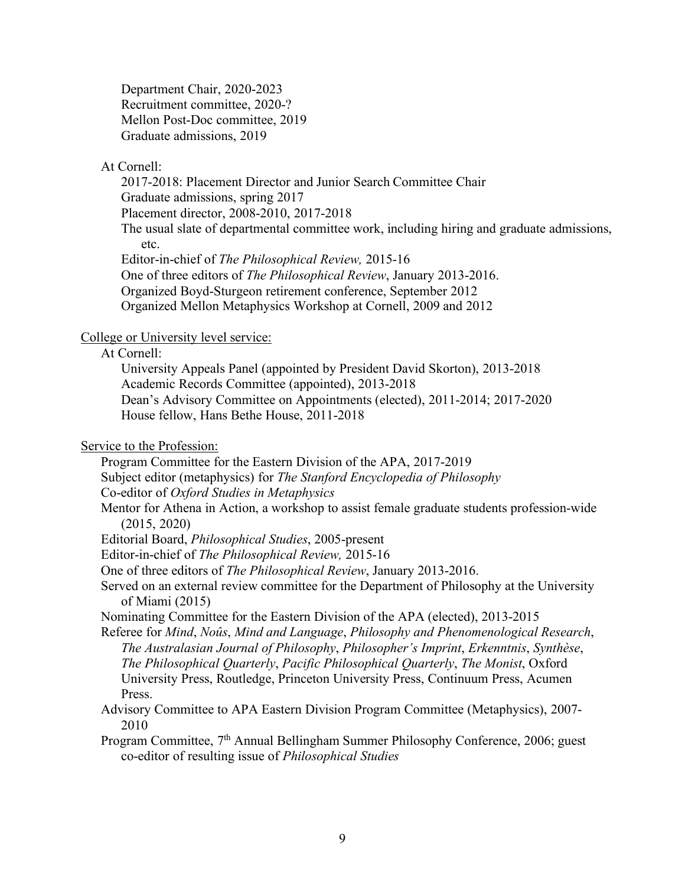Department Chair, 2020-2023
Recruitment committee, 2020-?
Mellon Post-Doc committee, 2019
Graduate admissions, 2019

At Cornell:

2017-2018: Placement Director and Junior Search Committee Chair
Graduate admissions, spring 2017
Placement director, 2008-2010, 2017-2018
The usual slate of departmental committee work, including hiring and graduate admissions, etc.
Editor-in-chief of *The Philosophical Review,* 2015-16
One of three editors of *The Philosophical Review*, January 2013-2016.
Organized Boyd-Sturgeon retirement conference, September 2012
Organized Mellon Metaphysics Workshop at Cornell, 2009 and 2012

<u>College or University level service:</u>

At Cornell:

University Appeals Panel (appointed by President David Skorton), 2013-2018
Academic Records Committee (appointed), 2013-2018
Dean's Advisory Committee on Appointments (elected), 2011-2014; 2017-2020
House fellow, Hans Bethe House, 2011-2018

<u>Service to the Profession:</u>

Program Committee for the Eastern Division of the APA, 2017-2019
Subject editor (metaphysics) for *The Stanford Encyclopedia of Philosophy*
Co-editor of *Oxford Studies in Metaphysics*
Mentor for Athena in Action, a workshop to assist female graduate students profession-wide (2015, 2020)
Editorial Board, *Philosophical Studies*, 2005-present
Editor-in-chief of *The Philosophical Review,* 2015-16
One of three editors of *The Philosophical Review*, January 2013-2016.
Served on an external review committee for the Department of Philosophy at the University of Miami (2015)
Nominating Committee for the Eastern Division of the APA (elected), 2013-2015
Referee for *Mind*, *Noûs*, *Mind and Language*, *Philosophy and Phenomenological Research*, *The Australasian Journal of Philosophy*, *Philosopher's Imprint*, *Erkenntnis*, *Synthèse*, *The Philosophical Quarterly*, *Pacific Philosophical Quarterly*, *The Monist*, Oxford University Press, Routledge, Princeton University Press, Continuum Press, Acumen Press.
Advisory Committee to APA Eastern Division Program Committee (Metaphysics), 2007-2010
Program Committee, 7th Annual Bellingham Summer Philosophy Conference, 2006; guest co-editor of resulting issue of *Philosophical Studies*